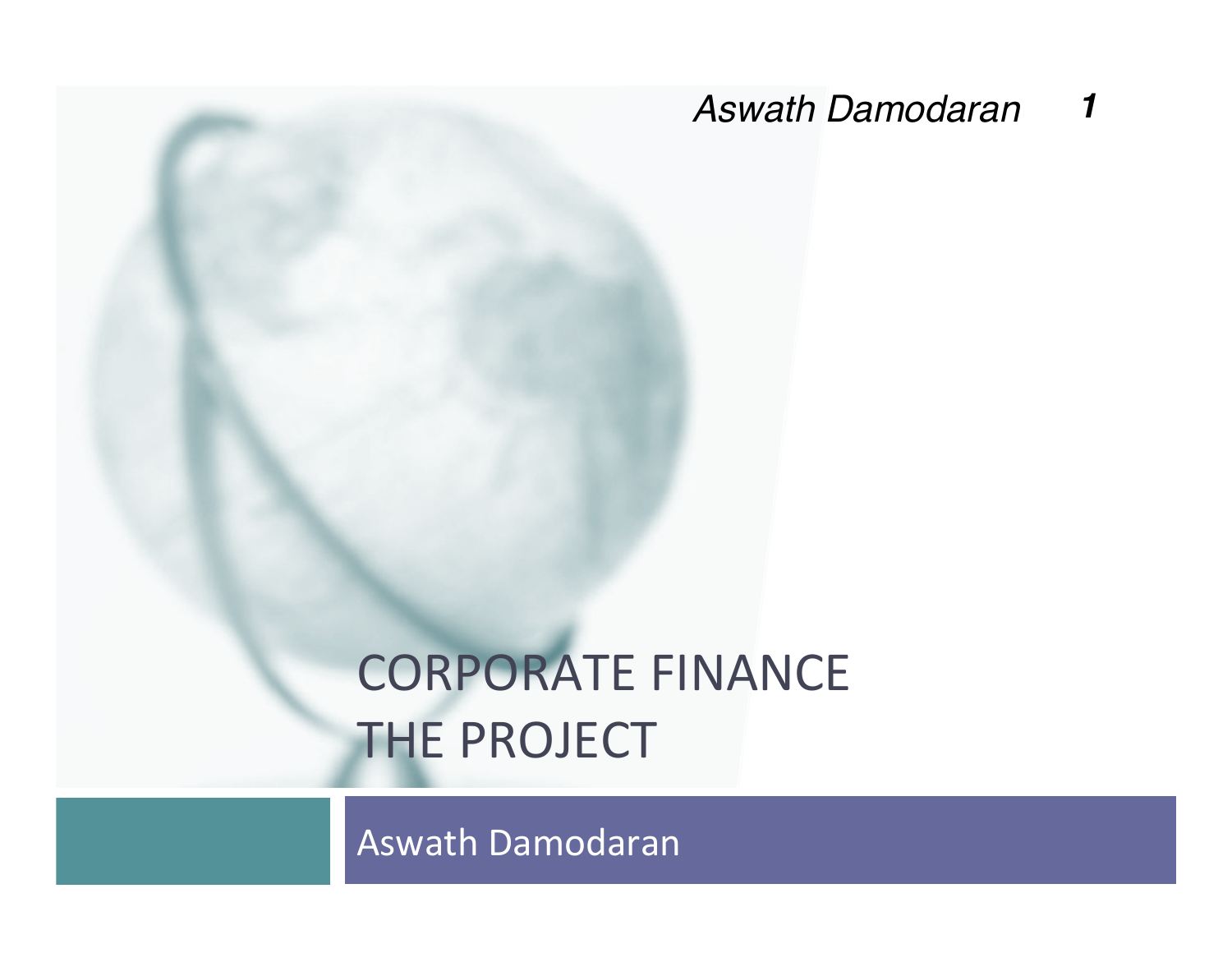# CORPORATE FINANCE
# THE PROJECT

Aswath Damodaran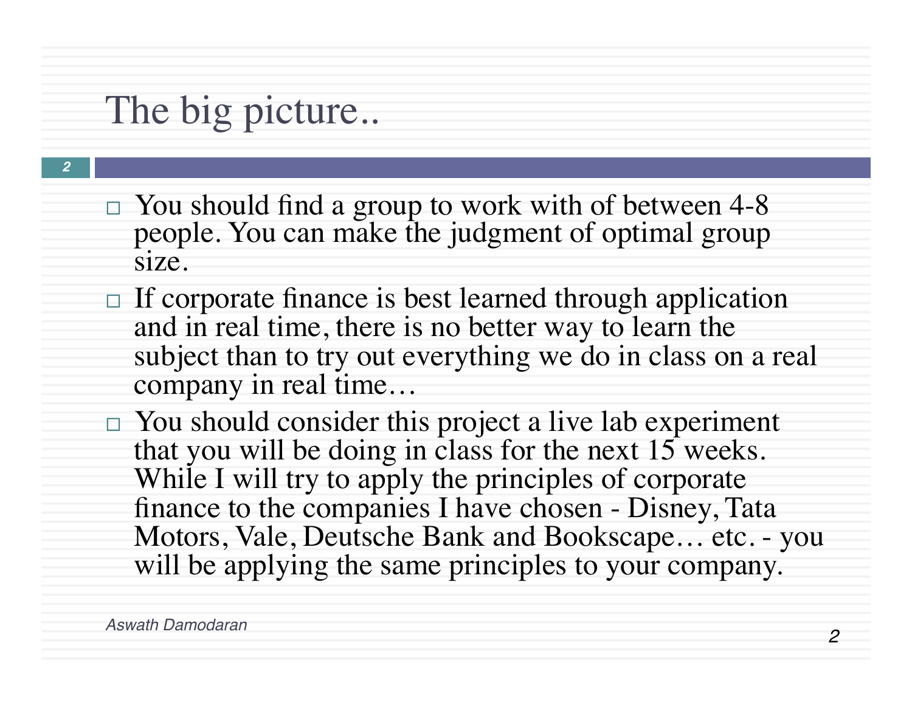# The big picture..

- You should find a group to work with of between 4-8 people. You can make the judgment of optimal group size.
- If corporate finance is best learned through application and in real time, there is no better way to learn the subject than to try out everything we do in class on a real company in real time…
- You should consider this project a live lab experiment that you will be doing in class for the next 15 weeks. While I will try to apply the principles of corporate finance to the companies I have chosen - Disney, Tata Motors, Vale, Deutsche Bank and Bookscape… etc. - you will be applying the same principles to your company.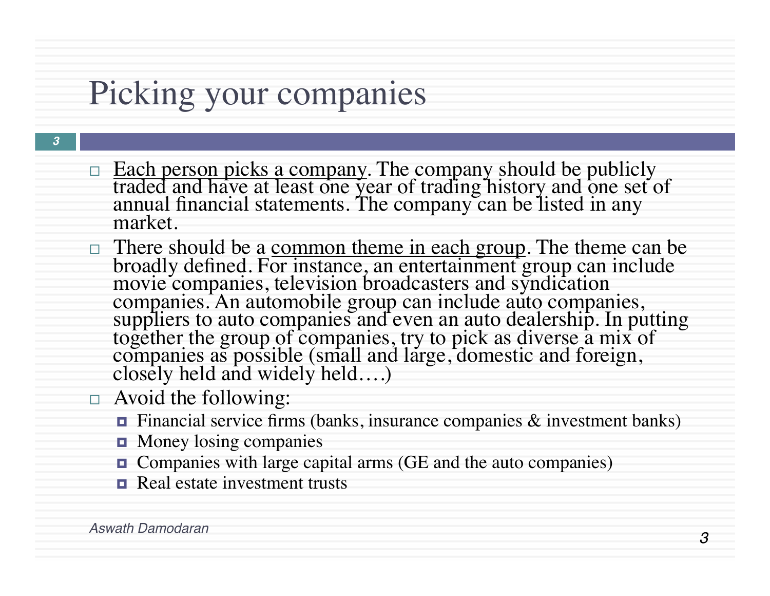# Picking your companies

- <u>Each person picks a company</u>. The company should be publicly traded and have at least one year of trading history and one set of annual financial statements. The company can be listed in any market.
- There should be a <u>common theme in each group</u>. The theme can be broadly defined. For instance, an entertainment group can include movie companies, television broadcasters and syndication companies. An automobile group can include auto companies, suppliers to auto companies and even an auto dealership. In putting together the group of companies, try to pick as diverse a mix of companies as possible (small and large, domestic and foreign, closely held and widely held….)
- Avoid the following:
  - Financial service firms (banks, insurance companies & investment banks)
  - Money losing companies
  - Companies with large capital arms (GE and the auto companies)
  - Real estate investment trusts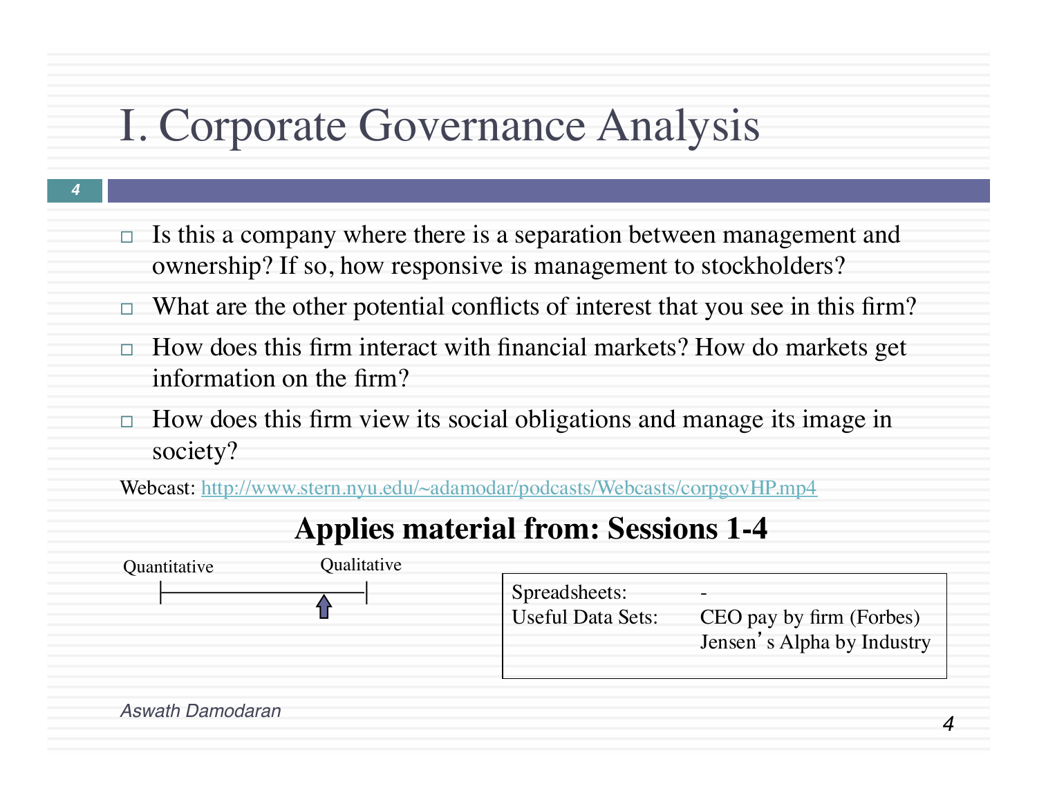# I. Corporate Governance Analysis

- Is this a company where there is a separation between management and ownership? If so, how responsive is management to stockholders?
- What are the other potential conflicts of interest that you see in this firm?
- How does this firm interact with financial markets? How do markets get information on the firm?
- How does this firm view its social obligations and manage its image in society?

Webcast: http://www.stern.nyu.edu/~adamodar/podcasts/Webcasts/corpgovHP.mp4

**Applies material from: Sessions 1-4**

Quantitative ——— Qualitative

| | |
|---|---|
| Spreadsheets: | - |
| Useful Data Sets: | CEO pay by firm (Forbes)<br>Jensen's Alpha by Industry |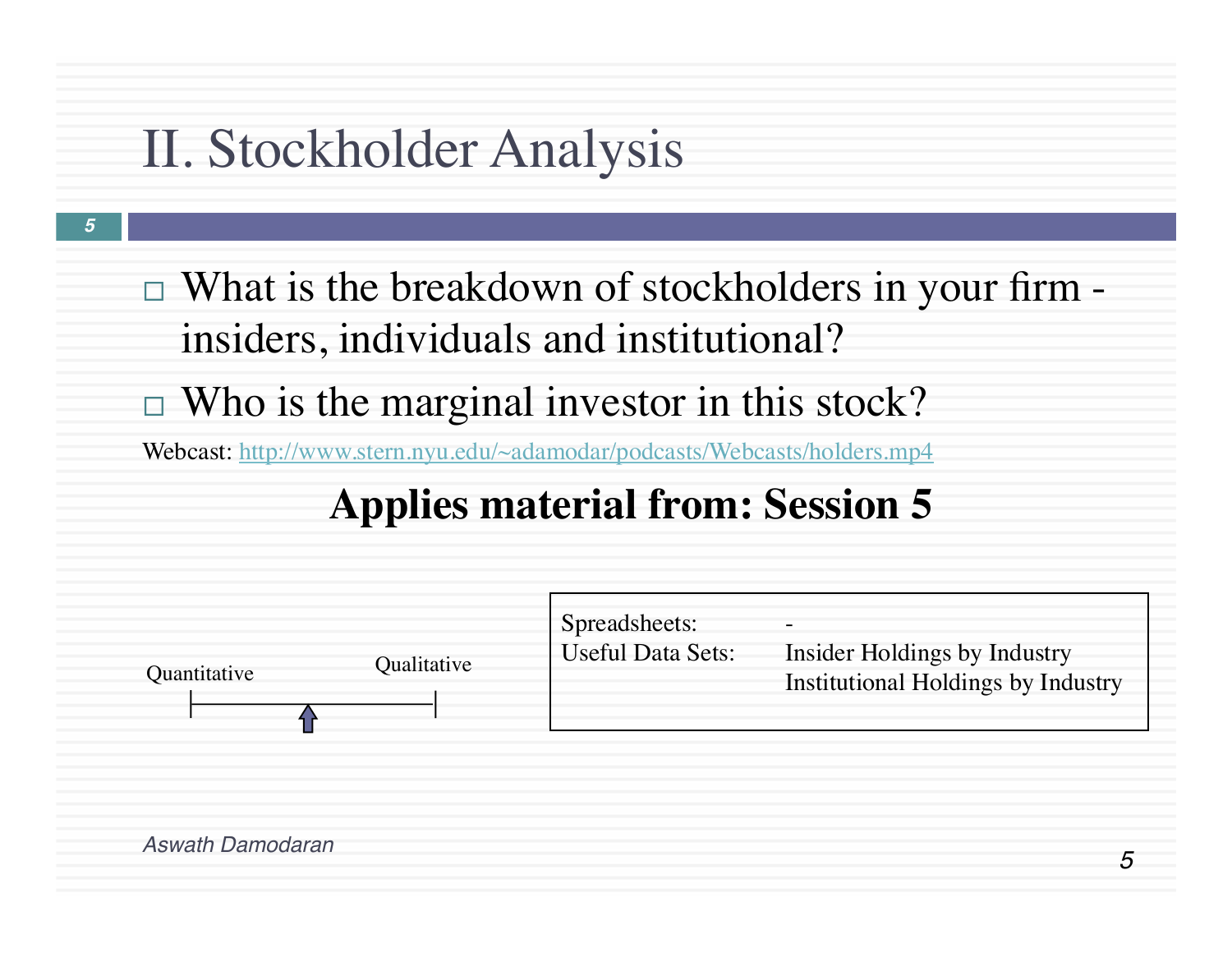# II. Stockholder Analysis

- What is the breakdown of stockholders in your firm - insiders, individuals and institutional?
- Who is the marginal investor in this stock?

Webcast: http://www.stern.nyu.edu/~adamodar/podcasts/Webcasts/holders.mp4

**Applies material from: Session 5**

Quantitative ——————— Qualitative

| | |
|---|---|
| Spreadsheets: | - |
| Useful Data Sets: | Insider Holdings by Industry<br>Institutional Holdings by Industry |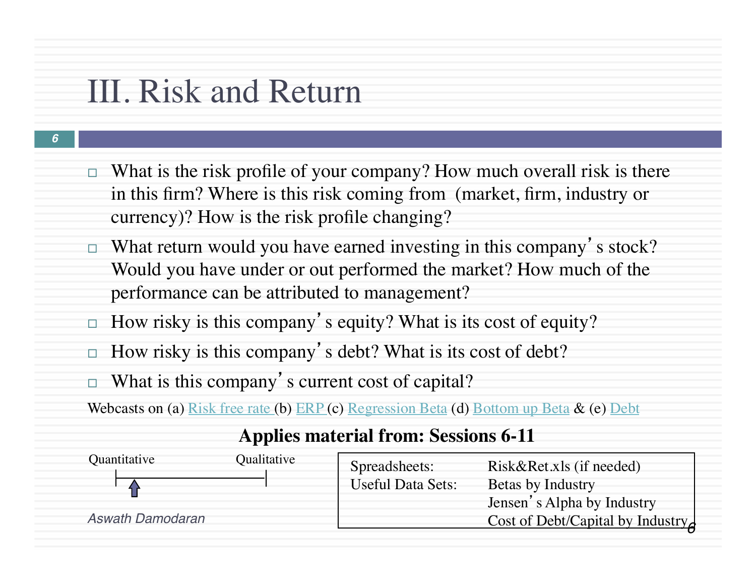# III. Risk and Return

- What is the risk profile of your company? How much overall risk is there in this firm? Where is this risk coming from (market, firm, industry or currency)? How is the risk profile changing?
- What return would you have earned investing in this company's stock? Would you have under or out performed the market? How much of the performance can be attributed to management?
- How risky is this company's equity? What is its cost of equity?
- How risky is this company's debt? What is its cost of debt?
- What is this company's current cost of capital?

Webcasts on (a) Risk free rate (b) ERP (c) Regression Beta (d) Bottom up Beta & (e) Debt

**Applies material from: Sessions 6-11**

Quantitative — Qualitative

| Spreadsheets: | Risk&Ret.xls (if needed) |
|---|---|
| Useful Data Sets: | Betas by Industry |
| | Jensen's Alpha by Industry |
| | Cost of Debt/Capital by Industry |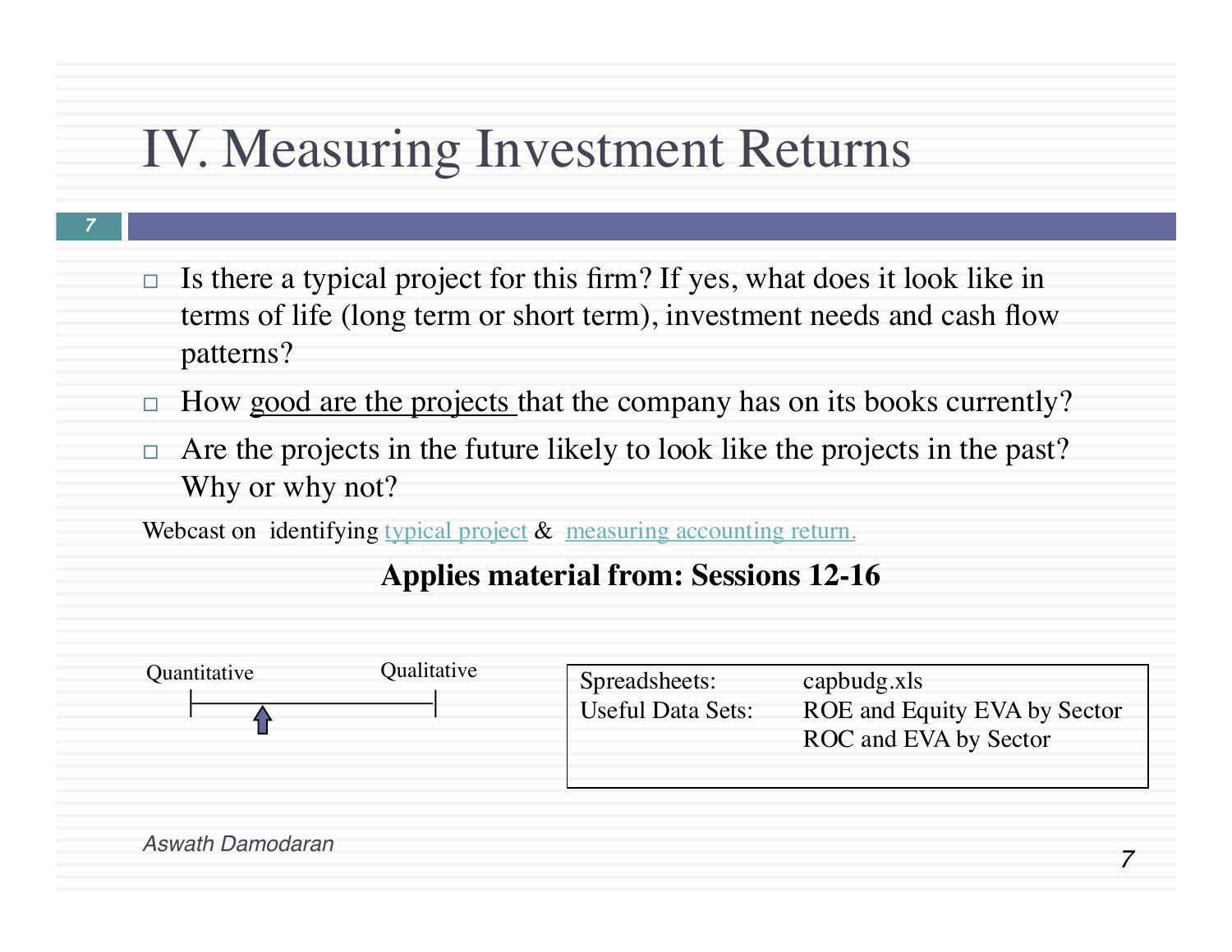# IV. Measuring Investment Returns

- Is there a typical project for this firm? If yes, what does it look like in terms of life (long term or short term), investment needs and cash flow patterns?
- How good are the projects that the company has on its books currently?
- Are the projects in the future likely to look like the projects in the past? Why or why not?

Webcast on identifying typical project & measuring accounting return.

**Applies material from: Sessions 12-16**

Quantitative ———— Qualitative

| | |
|---|---|
| Spreadsheets: | capbudg.xls |
| Useful Data Sets: | ROE and Equity EVA by Sector |
| | ROC and EVA by Sector |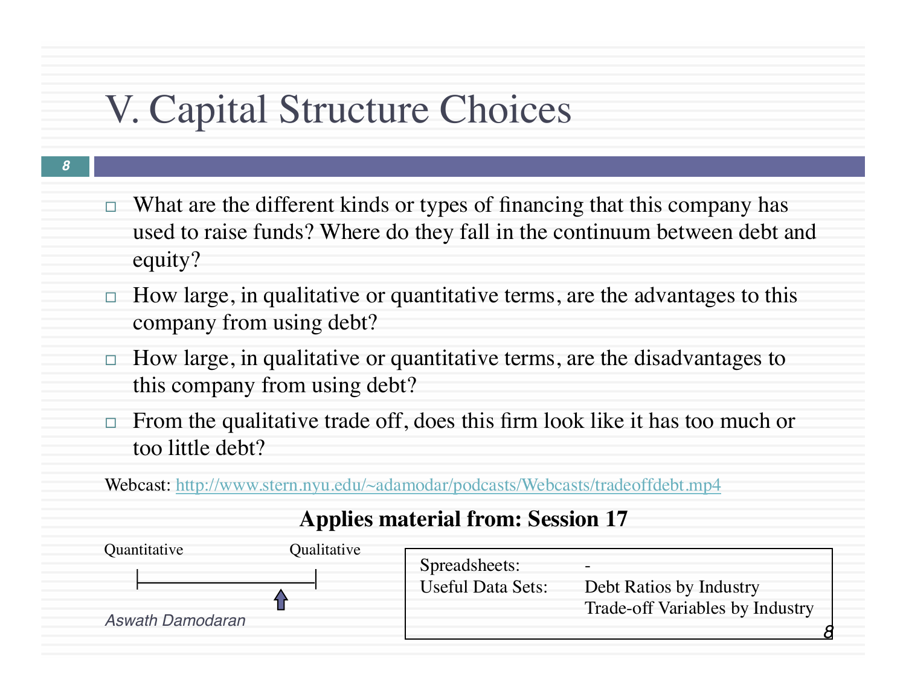# V. Capital Structure Choices

- What are the different kinds or types of financing that this company has used to raise funds? Where do they fall in the continuum between debt and equity?
- How large, in qualitative or quantitative terms, are the advantages to this company from using debt?
- How large, in qualitative or quantitative terms, are the disadvantages to this company from using debt?
- From the qualitative trade off, does this firm look like it has too much or too little debt?

Webcast: http://www.stern.nyu.edu/~adamodar/podcasts/Webcasts/tradeoffdebt.mp4

**Applies material from: Session 17**

Quantitative ——————— Qualitative

| | |
|---|---|
| Spreadsheets: | - |
| Useful Data Sets: | Debt Ratios by Industry<br>Trade-off Variables by Industry |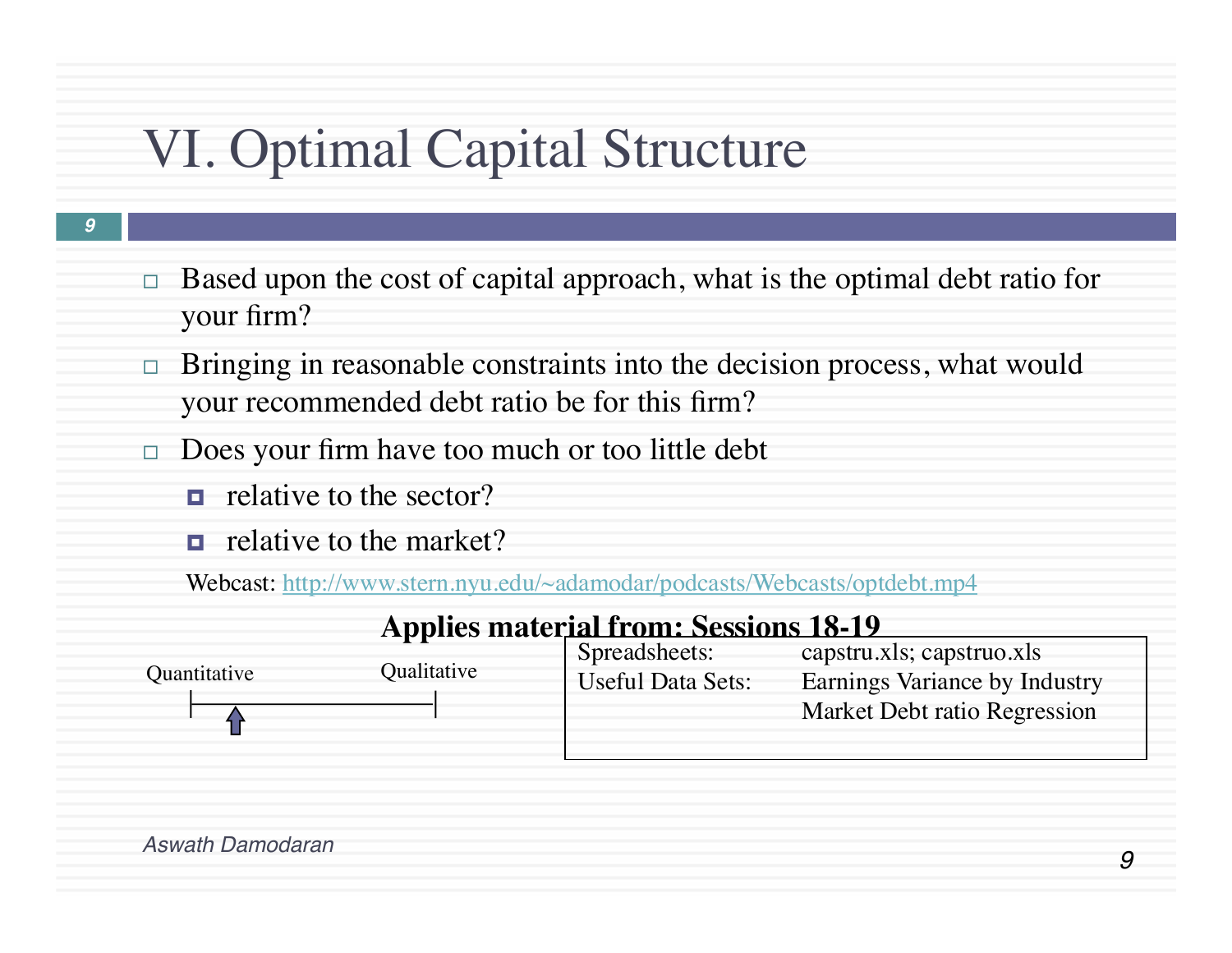# VI. Optimal Capital Structure

- Based upon the cost of capital approach, what is the optimal debt ratio for your firm?
- Bringing in reasonable constraints into the decision process, what would your recommended debt ratio be for this firm?
- Does your firm have too much or too little debt
  - relative to the sector?
  - relative to the market?

Webcast: [http://www.stern.nyu.edu/~adamodar/podcasts/Webcasts/optdebt.mp4](http://www.stern.nyu.edu/~adamodar/podcasts/Webcasts/optdebt.mp4)

**Applies material from: Sessions 18-19**

Quantitative ——— Qualitative

| | |
|---|---|
| Spreadsheets: | capstru.xls; capstruo.xls |
| Useful Data Sets: | Earnings Variance by Industry |
| | Market Debt ratio Regression |

*Aswath Damodaran*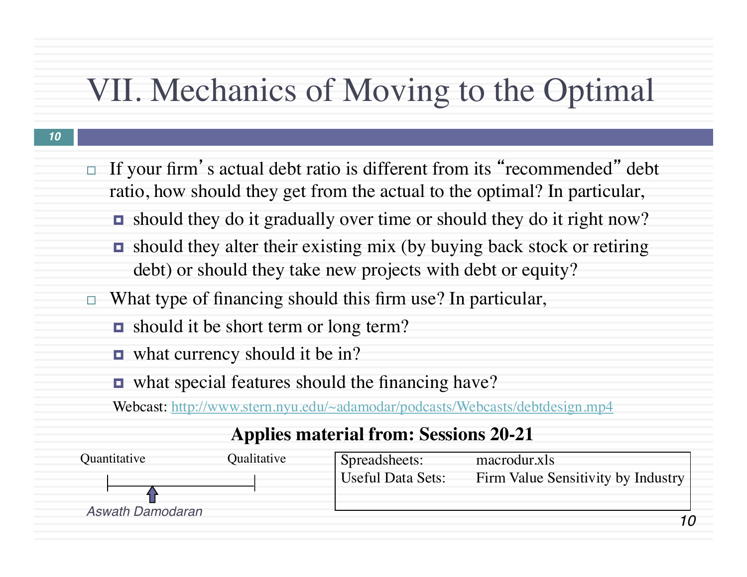# VII. Mechanics of Moving to the Optimal

- If your firm's actual debt ratio is different from its "recommended" debt ratio, how should they get from the actual to the optimal? In particular,
  - should they do it gradually over time or should they do it right now?
  - should they alter their existing mix (by buying back stock or retiring debt) or should they take new projects with debt or equity?
- What type of financing should this firm use? In particular,
  - should it be short term or long term?
  - what currency should it be in?
  - what special features should the financing have?

Webcast: [http://www.stern.nyu.edu/~adamodar/podcasts/Webcasts/debtdesign.mp4](http://www.stern.nyu.edu/~adamodar/podcasts/Webcasts/debtdesign.mp4)

**Applies material from: Sessions 20-21**

Quantitative ——— Qualitative

| Spreadsheets: | macrodur.xls |
|---|---|
| Useful Data Sets: | Firm Value Sensitivity by Industry |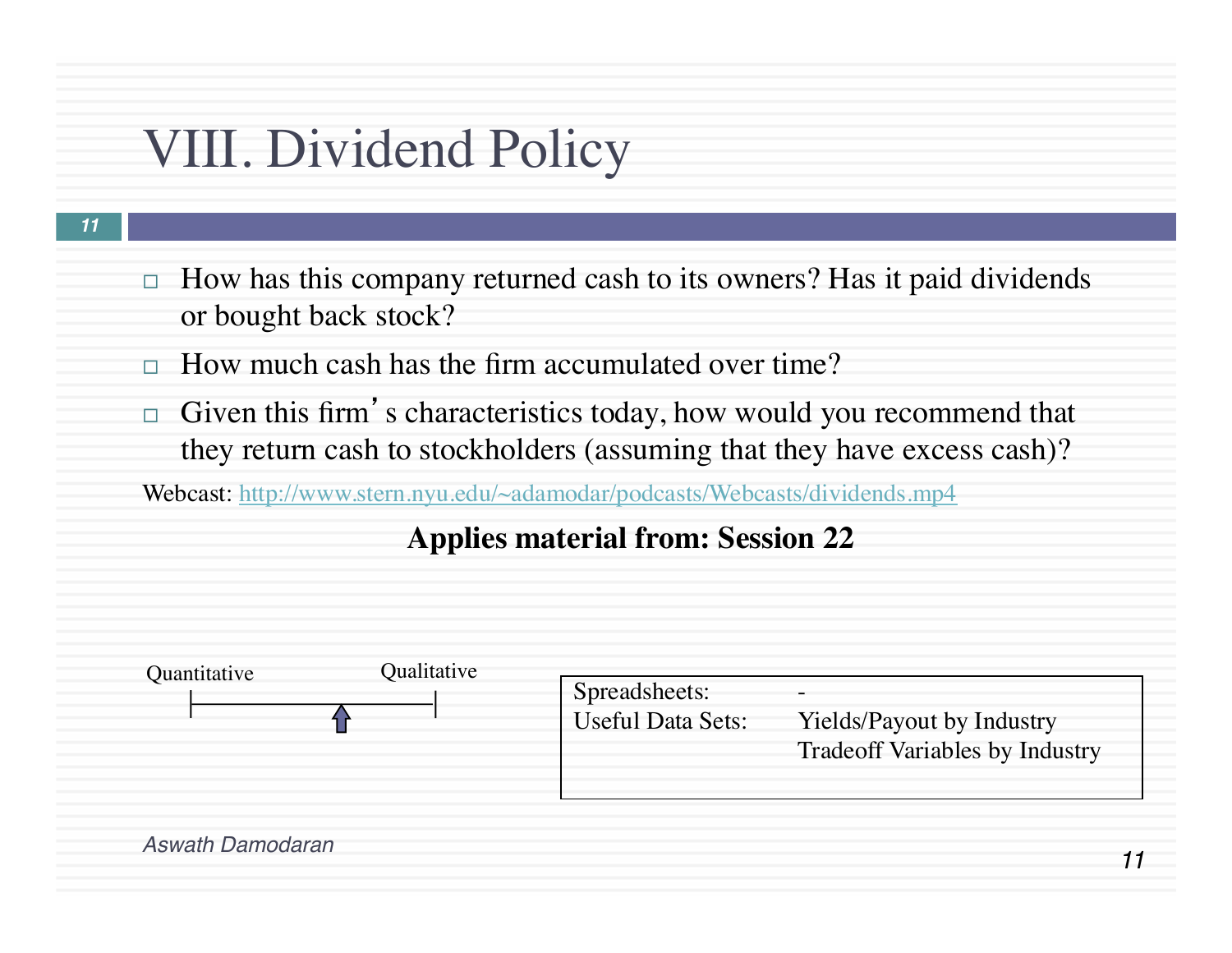# VIII. Dividend Policy

- How has this company returned cash to its owners? Has it paid dividends or bought back stock?
- How much cash has the firm accumulated over time?
- Given this firm's characteristics today, how would you recommend that they return cash to stockholders (assuming that they have excess cash)?

Webcast: http://www.stern.nyu.edu/~adamodar/podcasts/Webcasts/dividends.mp4

**Applies material from: Session 22**

Quantitative — Qualitative

| Spreadsheets: | - |
|---|---|
| Useful Data Sets: | Yields/Payout by Industry<br>Tradeoff Variables by Industry |

*Aswath Damodaran*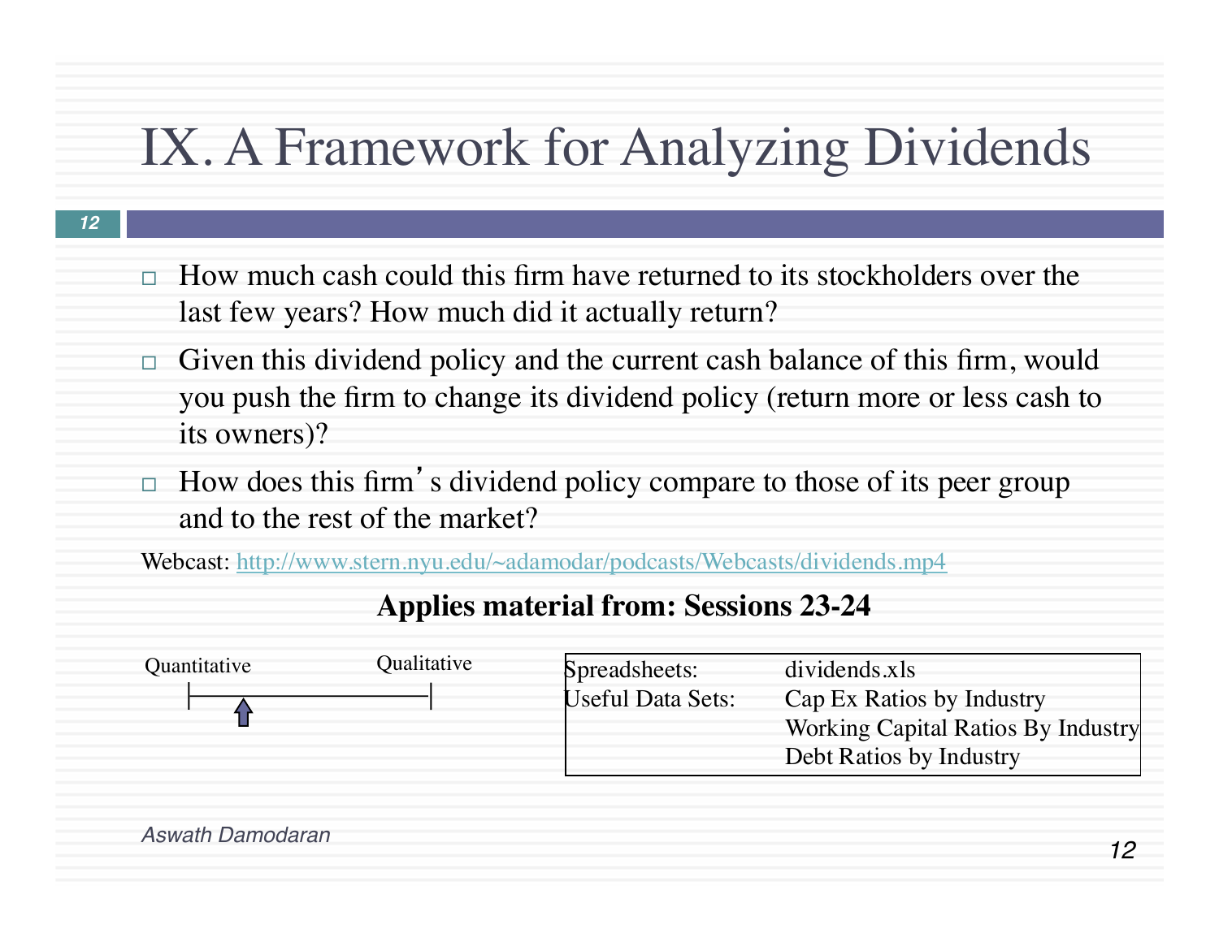# IX. A Framework for Analyzing Dividends

- How much cash could this firm have returned to its stockholders over the last few years? How much did it actually return?
- Given this dividend policy and the current cash balance of this firm, would you push the firm to change its dividend policy (return more or less cash to its owners)?
- How does this firm's dividend policy compare to those of its peer group and to the rest of the market?

Webcast: http://www.stern.nyu.edu/~adamodar/podcasts/Webcasts/dividends.mp4

**Applies material from: Sessions 23-24**

Quantitative — Qualitative

| | |
|---|---|
| Spreadsheets: | dividends.xls |
| Useful Data Sets: | Cap Ex Ratios by Industry |
| | Working Capital Ratios By Industry |
| | Debt Ratios by Industry |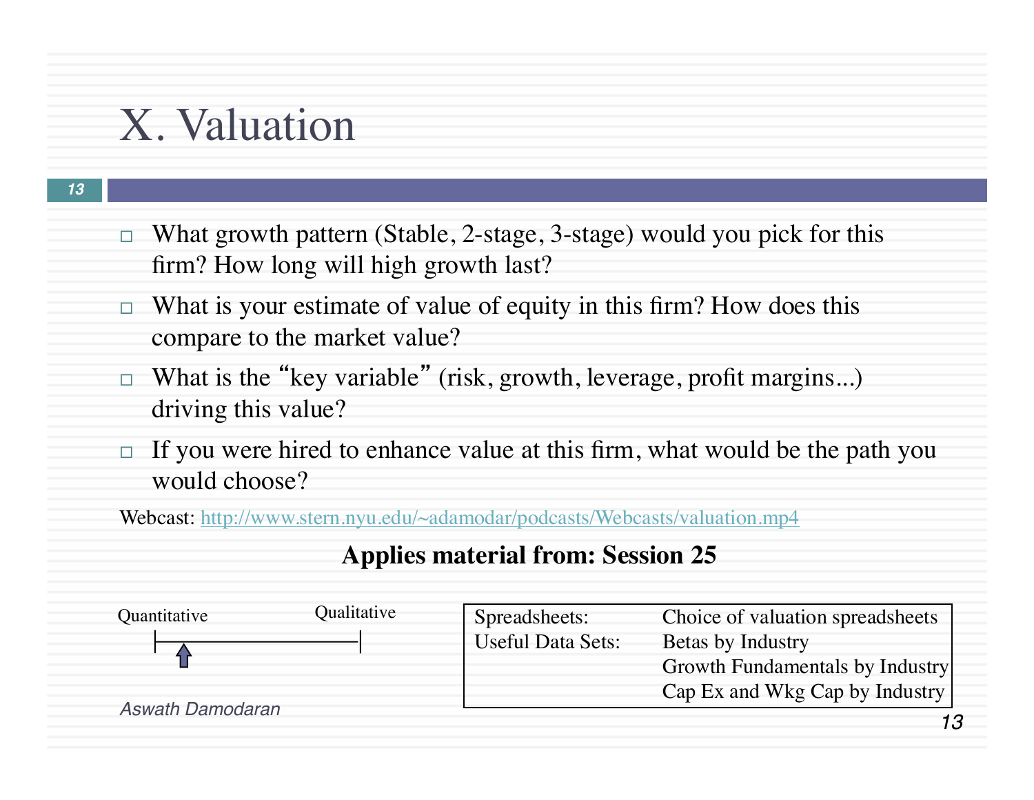# X. Valuation

- What growth pattern (Stable, 2-stage, 3-stage) would you pick for this firm? How long will high growth last?
- What is your estimate of value of equity in this firm? How does this compare to the market value?
- What is the "key variable" (risk, growth, leverage, profit margins...) driving this value?
- If you were hired to enhance value at this firm, what would be the path you would choose?

Webcast: http://www.stern.nyu.edu/~adamodar/podcasts/Webcasts/valuation.mp4

**Applies material from: Session 25**

Quantitative ↑ —————————— Qualitative

| | |
|---|---|
| Spreadsheets: | Choice of valuation spreadsheets |
| Useful Data Sets: | Betas by Industry |
| | Growth Fundamentals by Industry |
| | Cap Ex and Wkg Cap by Industry |

*Aswath Damodaran*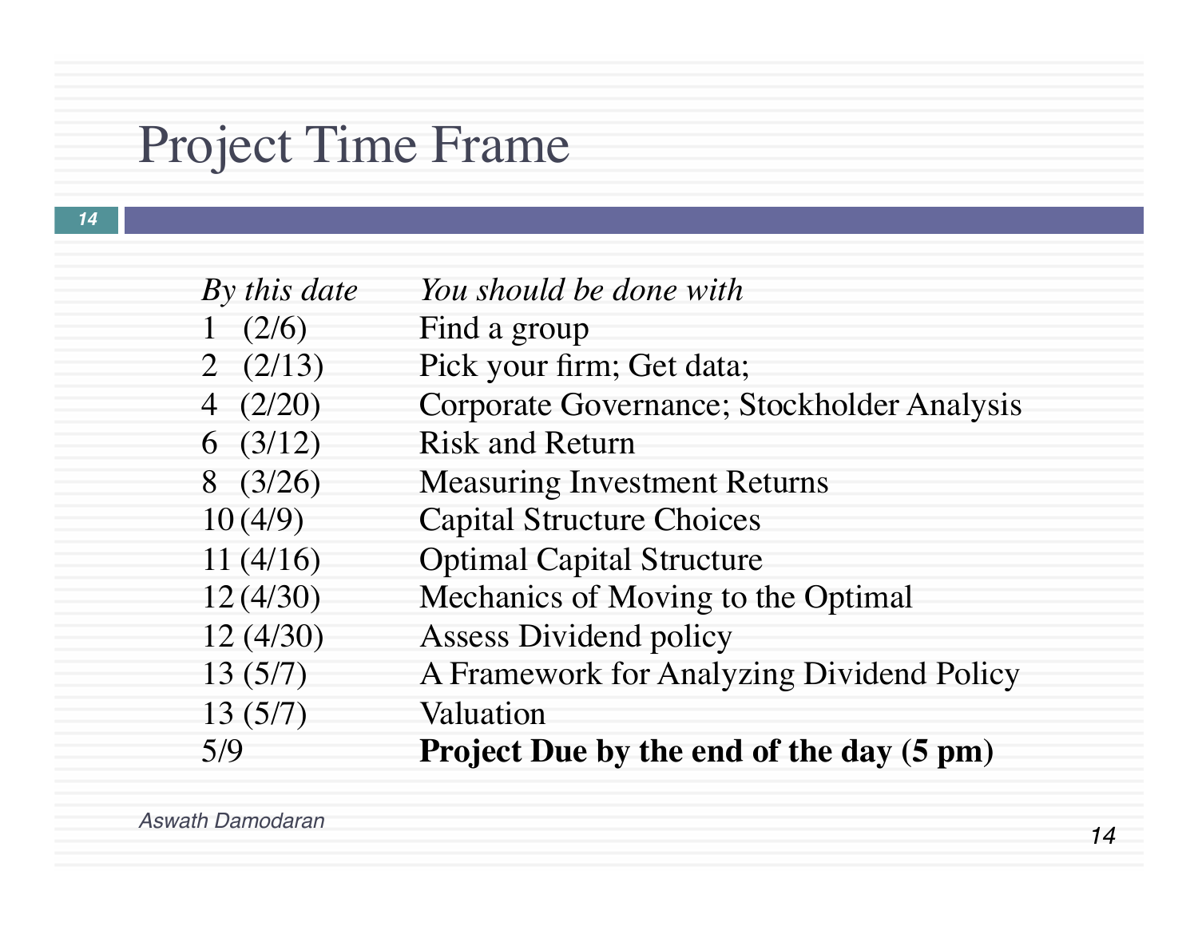# Project Time Frame

| *By this date* | *You should be done with* |
|---|---|
| 1 (2/6) | Find a group |
| 2 (2/13) | Pick your firm; Get data; |
| 4 (2/20) | Corporate Governance; Stockholder Analysis |
| 6 (3/12) | Risk and Return |
| 8 (3/26) | Measuring Investment Returns |
| 10 (4/9) | Capital Structure Choices |
| 11 (4/16) | Optimal Capital Structure |
| 12 (4/30) | Mechanics of Moving to the Optimal |
| 12 (4/30) | Assess Dividend policy |
| 13 (5/7) | A Framework for Analyzing Dividend Policy |
| 13 (5/7) | Valuation |
| 5/9 | **Project Due by the end of the day (5 pm)** |

Aswath Damodaran